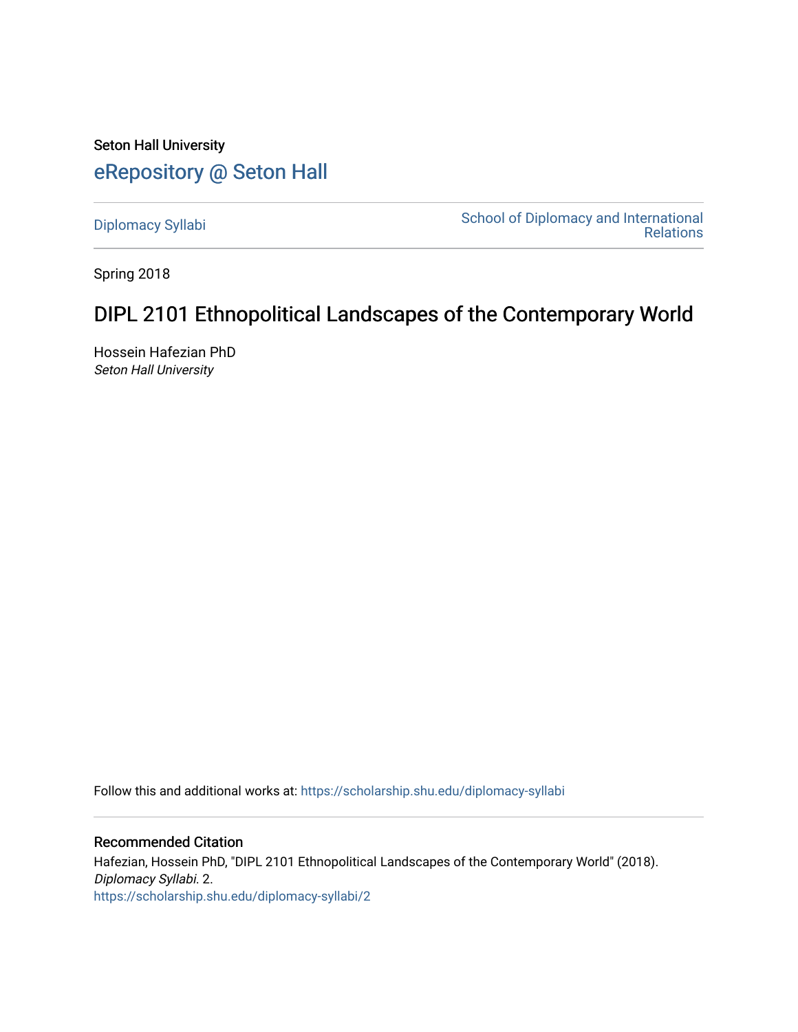Seton Hall University

## eRepository @ Seton Hall

Diplomacy Syllabi | School of Diplomacy and International Relations

Spring 2018

# DIPL 2101 Ethnopolitical Landscapes of the Contemporary World

Hossein Hafezian PhD
*Seton Hall University*

Follow this and additional works at: https://scholarship.shu.edu/diplomacy-syllabi

### Recommended Citation

Hafezian, Hossein PhD, "DIPL 2101 Ethnopolitical Landscapes of the Contemporary World" (2018). *Diplomacy Syllabi*. 2.
https://scholarship.shu.edu/diplomacy-syllabi/2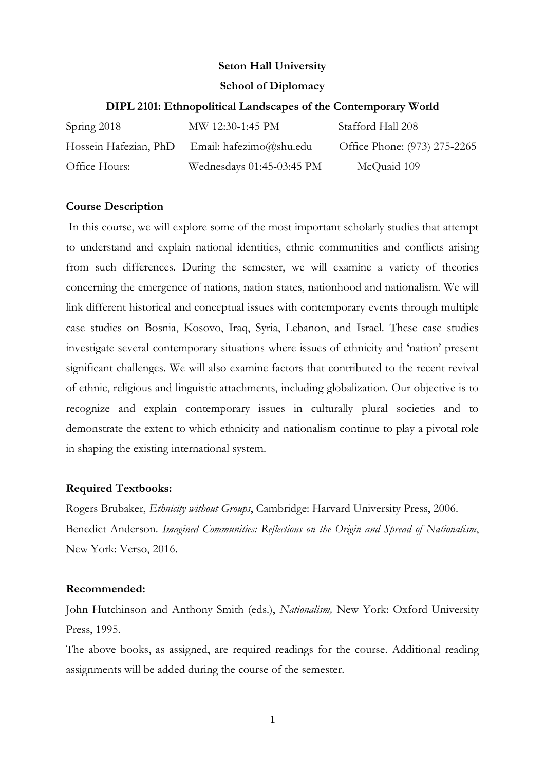**Seton Hall University**

**School of Diplomacy**

**DIPL 2101: Ethnopolitical Landscapes of the Contemporary World**

| | | |
|---|---|---|
| Spring 2018 | MW 12:30-1:45 PM | Stafford Hall 208 |
| Hossein Hafezian, PhD | Email: hafezimo@shu.edu | Office Phone: (973) 275-2265 |
| Office Hours: | Wednesdays 01:45-03:45 PM | McQuaid 109 |

## Course Description

In this course, we will explore some of the most important scholarly studies that attempt to understand and explain national identities, ethnic communities and conflicts arising from such differences. During the semester, we will examine a variety of theories concerning the emergence of nations, nation-states, nationhood and nationalism. We will link different historical and conceptual issues with contemporary events through multiple case studies on Bosnia, Kosovo, Iraq, Syria, Lebanon, and Israel. These case studies investigate several contemporary situations where issues of ethnicity and 'nation' present significant challenges. We will also examine factors that contributed to the recent revival of ethnic, religious and linguistic attachments, including globalization. Our objective is to recognize and explain contemporary issues in culturally plural societies and to demonstrate the extent to which ethnicity and nationalism continue to play a pivotal role in shaping the existing international system.

## Required Textbooks:

Rogers Brubaker, *Ethnicity without Groups*, Cambridge: Harvard University Press, 2006.
Benedict Anderson. *Imagined Communities: Reflections on the Origin and Spread of Nationalism*, New York: Verso, 2016.

## Recommended:

John Hutchinson and Anthony Smith (eds.), *Nationalism,* New York: Oxford University Press, 1995.
The above books, as assigned, are required readings for the course. Additional reading assignments will be added during the course of the semester.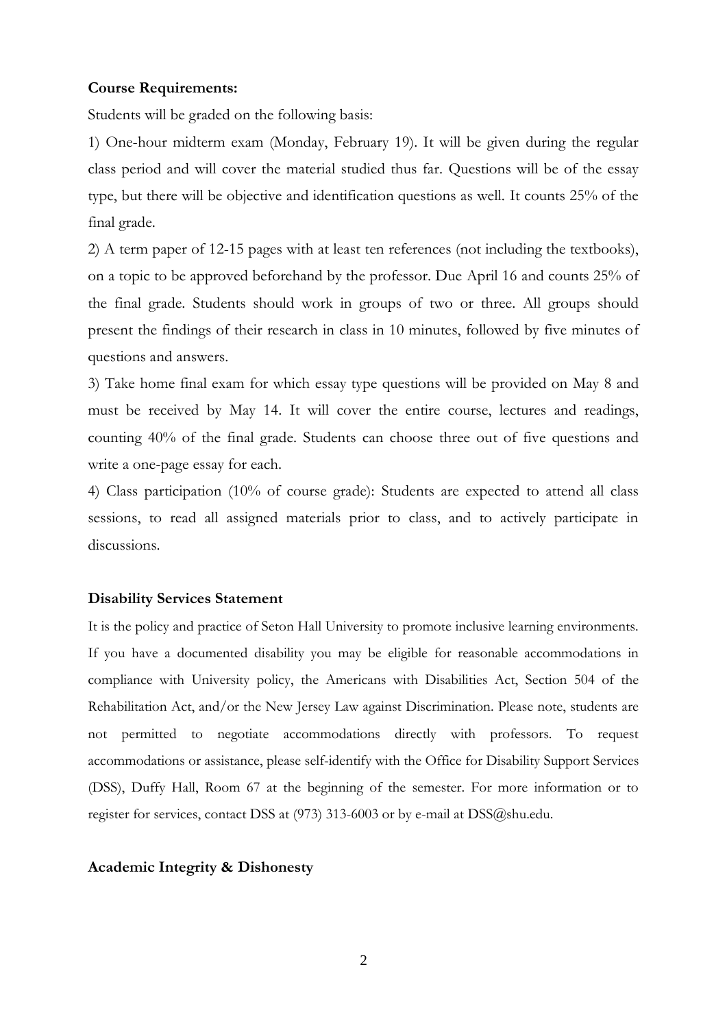**Course Requirements:**

Students will be graded on the following basis:

1) One-hour midterm exam (Monday, February 19). It will be given during the regular class period and will cover the material studied thus far. Questions will be of the essay type, but there will be objective and identification questions as well. It counts 25% of the final grade.

2) A term paper of 12-15 pages with at least ten references (not including the textbooks), on a topic to be approved beforehand by the professor. Due April 16 and counts 25% of the final grade. Students should work in groups of two or three. All groups should present the findings of their research in class in 10 minutes, followed by five minutes of questions and answers.

3) Take home final exam for which essay type questions will be provided on May 8 and must be received by May 14. It will cover the entire course, lectures and readings, counting 40% of the final grade. Students can choose three out of five questions and write a one-page essay for each.

4) Class participation (10% of course grade): Students are expected to attend all class sessions, to read all assigned materials prior to class, and to actively participate in discussions.

**Disability Services Statement**

It is the policy and practice of Seton Hall University to promote inclusive learning environments. If you have a documented disability you may be eligible for reasonable accommodations in compliance with University policy, the Americans with Disabilities Act, Section 504 of the Rehabilitation Act, and/or the New Jersey Law against Discrimination. Please note, students are not permitted to negotiate accommodations directly with professors. To request accommodations or assistance, please self-identify with the Office for Disability Support Services (DSS), Duffy Hall, Room 67 at the beginning of the semester. For more information or to register for services, contact DSS at (973) 313-6003 or by e-mail at DSS@shu.edu.

**Academic Integrity & Dishonesty**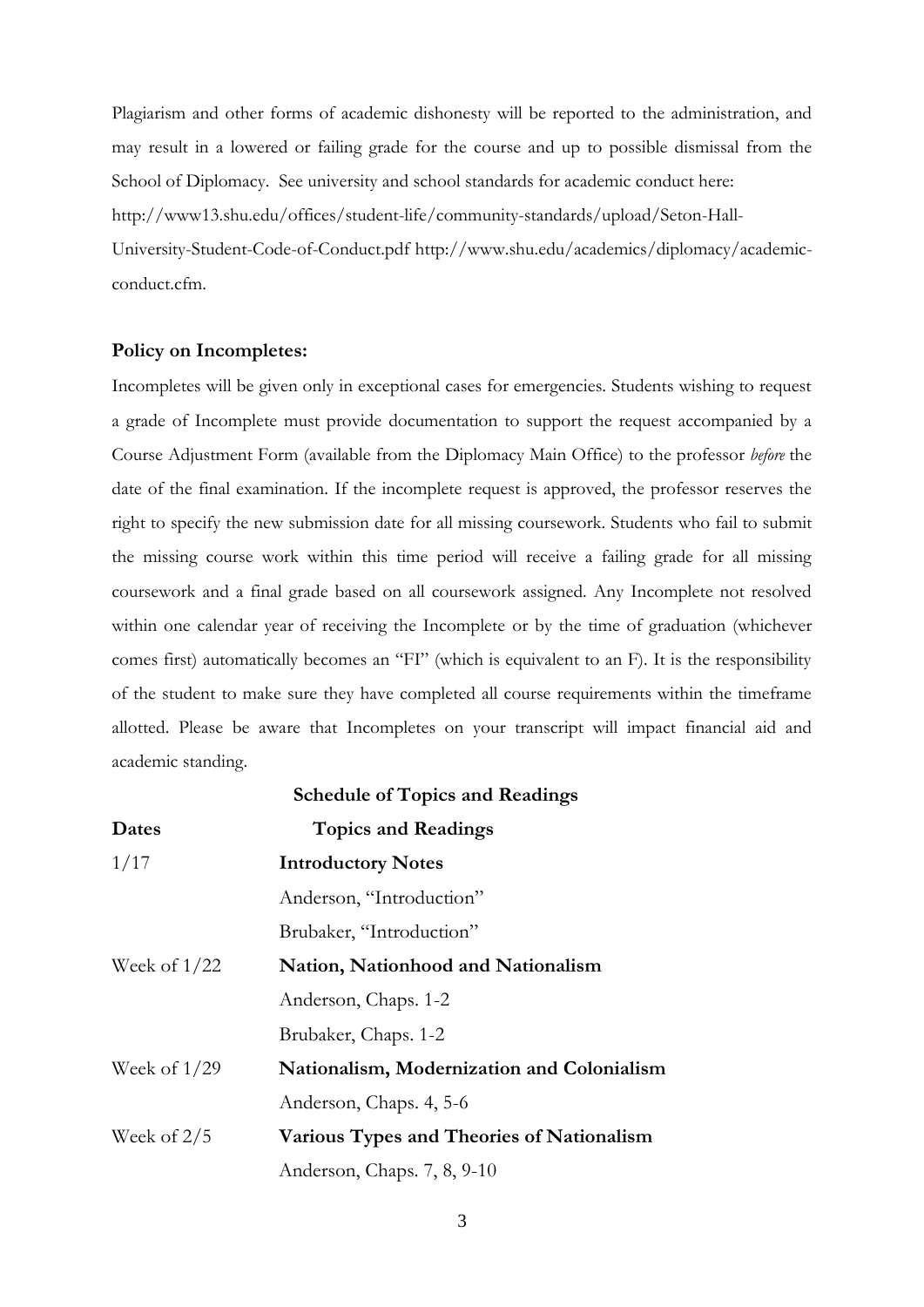Plagiarism and other forms of academic dishonesty will be reported to the administration, and may result in a lowered or failing grade for the course and up to possible dismissal from the School of Diplomacy. See university and school standards for academic conduct here: http://www13.shu.edu/offices/student-life/community-standards/upload/Seton-Hall-University-Student-Code-of-Conduct.pdf http://www.shu.edu/academics/diplomacy/academic-conduct.cfm.

**Policy on Incompletes:**

Incompletes will be given only in exceptional cases for emergencies. Students wishing to request a grade of Incomplete must provide documentation to support the request accompanied by a Course Adjustment Form (available from the Diplomacy Main Office) to the professor *before* the date of the final examination. If the incomplete request is approved, the professor reserves the right to specify the new submission date for all missing coursework. Students who fail to submit the missing course work within this time period will receive a failing grade for all missing coursework and a final grade based on all coursework assigned. Any Incomplete not resolved within one calendar year of receiving the Incomplete or by the time of graduation (whichever comes first) automatically becomes an "FI" (which is equivalent to an F). It is the responsibility of the student to make sure they have completed all course requirements within the timeframe allotted. Please be aware that Incompletes on your transcript will impact financial aid and academic standing.

**Schedule of Topics and Readings**

| **Dates** | **Topics and Readings** |
| --- | --- |
| 1/17 | **Introductory Notes** |
| | Anderson, "Introduction" |
| | Brubaker, "Introduction" |
| Week of 1/22 | **Nation, Nationhood and Nationalism** |
| | Anderson, Chaps. 1-2 |
| | Brubaker, Chaps. 1-2 |
| Week of 1/29 | **Nationalism, Modernization and Colonialism** |
| | Anderson, Chaps. 4, 5-6 |
| Week of 2/5 | **Various Types and Theories of Nationalism** |
| | Anderson, Chaps. 7, 8, 9-10 |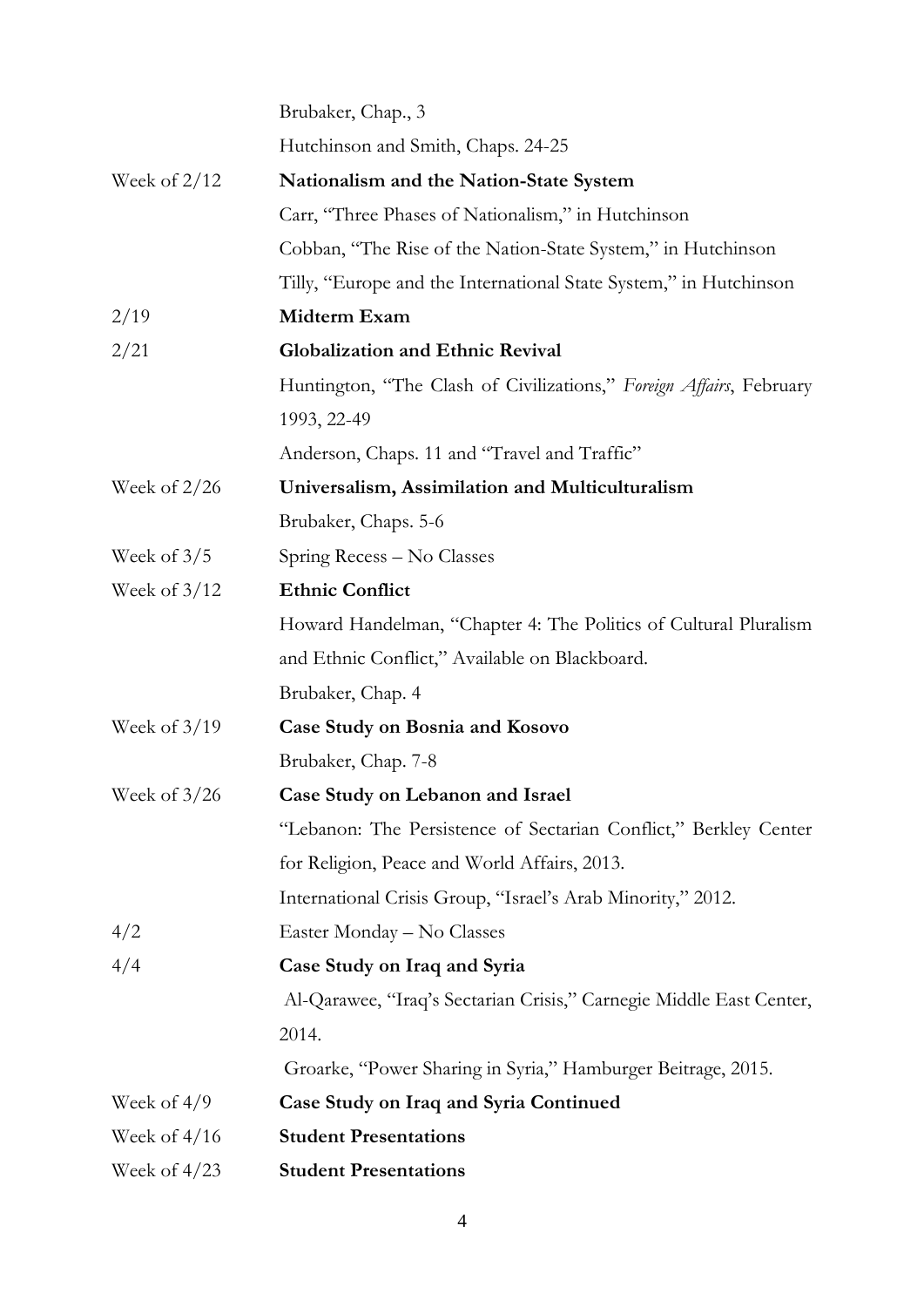| | |
|---|---|
| | Brubaker, Chap., 3 |
| | Hutchinson and Smith, Chaps. 24-25 |
| Week of 2/12 | **Nationalism and the Nation-State System** |
| | Carr, "Three Phases of Nationalism," in Hutchinson |
| | Cobban, "The Rise of the Nation-State System," in Hutchinson |
| | Tilly, "Europe and the International State System," in Hutchinson |
| 2/19 | **Midterm Exam** |
| 2/21 | **Globalization and Ethnic Revival** |
| | Huntington, "The Clash of Civilizations," *Foreign Affairs*, February 1993, 22-49 |
| | Anderson, Chaps. 11 and "Travel and Traffic" |
| Week of 2/26 | **Universalism, Assimilation and Multiculturalism** |
| | Brubaker, Chaps. 5-6 |
| Week of 3/5 | Spring Recess – No Classes |
| Week of 3/12 | **Ethnic Conflict** |
| | Howard Handelman, "Chapter 4: The Politics of Cultural Pluralism and Ethnic Conflict," Available on Blackboard. |
| | Brubaker, Chap. 4 |
| Week of 3/19 | **Case Study on Bosnia and Kosovo** |
| | Brubaker, Chap. 7-8 |
| Week of 3/26 | **Case Study on Lebanon and Israel** |
| | "Lebanon: The Persistence of Sectarian Conflict," Berkley Center for Religion, Peace and World Affairs, 2013. |
| | International Crisis Group, "Israel's Arab Minority," 2012. |
| 4/2 | Easter Monday – No Classes |
| 4/4 | **Case Study on Iraq and Syria** |
| | Al-Qarawee, "Iraq's Sectarian Crisis," Carnegie Middle East Center, 2014. |
| | Groarke, "Power Sharing in Syria," Hamburger Beitrage, 2015. |
| Week of 4/9 | **Case Study on Iraq and Syria Continued** |
| Week of 4/16 | **Student Presentations** |
| Week of 4/23 | **Student Presentations** |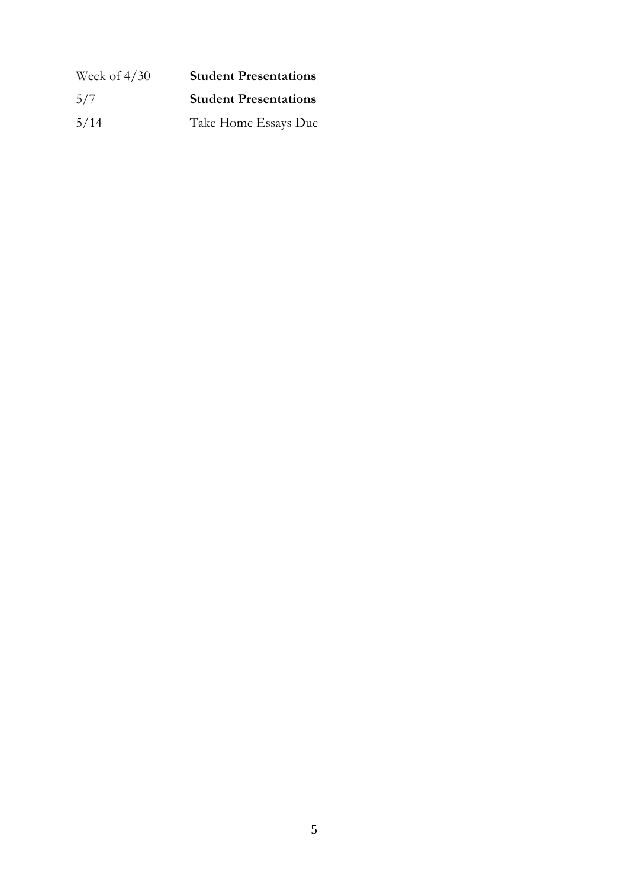| | |
|---|---|
| Week of 4/30 | **Student Presentations** |
| 5/7 | **Student Presentations** |
| 5/14 | Take Home Essays Due |